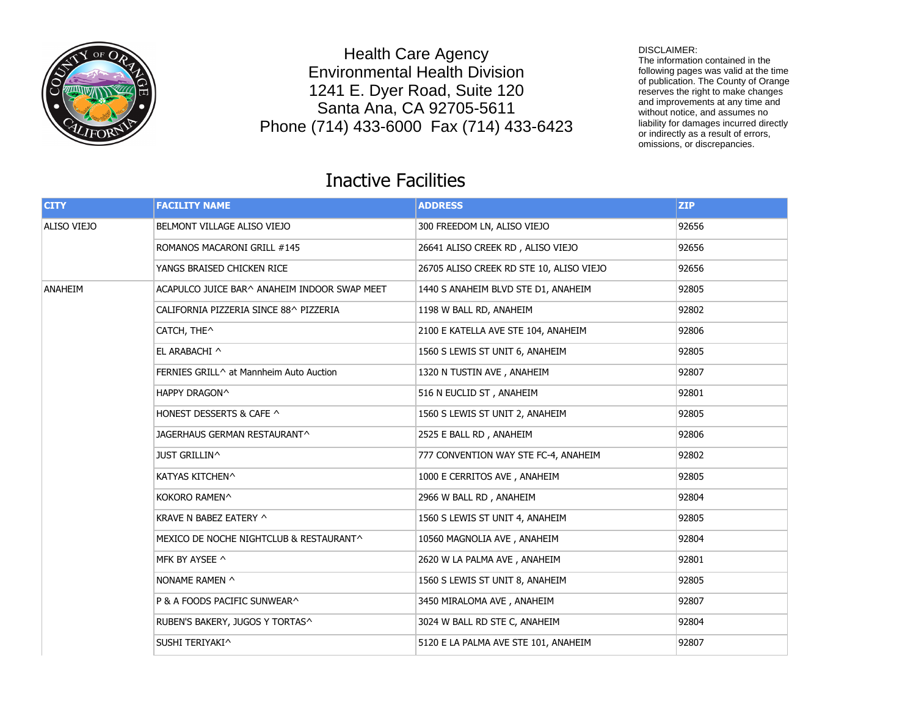Health Care Agency
Environmental Health Division
1241 E. Dyer Road, Suite 120
Santa Ana, CA 92705-5611
Phone (714) 433-6000  Fax (714) 433-6423

DISCLAIMER:
The information contained in the following pages was valid at the time of publication. The County of Orange reserves the right to make changes and improvements at any time and without notice, and assumes no liability for damages incurred directly or indirectly as a result of errors, omissions, or discrepancies.

# Inactive Facilities

| CITY | FACILITY NAME | ADDRESS | ZIP |
|---|---|---|---|
| ALISO VIEJO | BELMONT VILLAGE ALISO VIEJO | 300 FREEDOM LN, ALISO VIEJO | 92656 |
| | ROMANOS MACARONI GRILL #145 | 26641 ALISO CREEK RD , ALISO VIEJO | 92656 |
| | YANGS BRAISED CHICKEN RICE | 26705 ALISO CREEK RD STE 10, ALISO VIEJO | 92656 |
| ANAHEIM | ACAPULCO JUICE BAR^ ANAHEIM INDOOR SWAP MEET | 1440 S ANAHEIM BLVD STE D1, ANAHEIM | 92805 |
| | CALIFORNIA PIZZERIA SINCE 88^ PIZZERIA | 1198 W BALL RD, ANAHEIM | 92802 |
| | CATCH, THE^ | 2100 E KATELLA AVE STE 104, ANAHEIM | 92806 |
| | EL ARABACHI ^ | 1560 S LEWIS ST UNIT 6, ANAHEIM | 92805 |
| | FERNIES GRILL^ at Mannheim Auto Auction | 1320 N TUSTIN AVE , ANAHEIM | 92807 |
| | HAPPY DRAGON^ | 516 N EUCLID ST , ANAHEIM | 92801 |
| | HONEST DESSERTS & CAFE ^ | 1560 S LEWIS ST UNIT 2, ANAHEIM | 92805 |
| | JAGERHAUS GERMAN RESTAURANT^ | 2525 E BALL RD , ANAHEIM | 92806 |
| | JUST GRILLIN^ | 777 CONVENTION WAY STE FC-4, ANAHEIM | 92802 |
| | KATYAS KITCHEN^ | 1000 E CERRITOS AVE , ANAHEIM | 92805 |
| | KOKORO RAMEN^ | 2966 W BALL RD , ANAHEIM | 92804 |
| | KRAVE N BABEZ EATERY ^ | 1560 S LEWIS ST UNIT 4, ANAHEIM | 92805 |
| | MEXICO DE NOCHE NIGHTCLUB & RESTAURANT^ | 10560 MAGNOLIA AVE , ANAHEIM | 92804 |
| | MFK BY AYSEE ^ | 2620 W LA PALMA AVE , ANAHEIM | 92801 |
| | NONAME RAMEN ^ | 1560 S LEWIS ST UNIT 8, ANAHEIM | 92805 |
| | P & A FOODS PACIFIC SUNWEAR^ | 3450 MIRALOMA AVE , ANAHEIM | 92807 |
| | RUBEN'S BAKERY, JUGOS Y TORTAS^ | 3024 W BALL RD STE C, ANAHEIM | 92804 |
| | SUSHI TERIYAKI^ | 5120 E LA PALMA AVE STE 101, ANAHEIM | 92807 |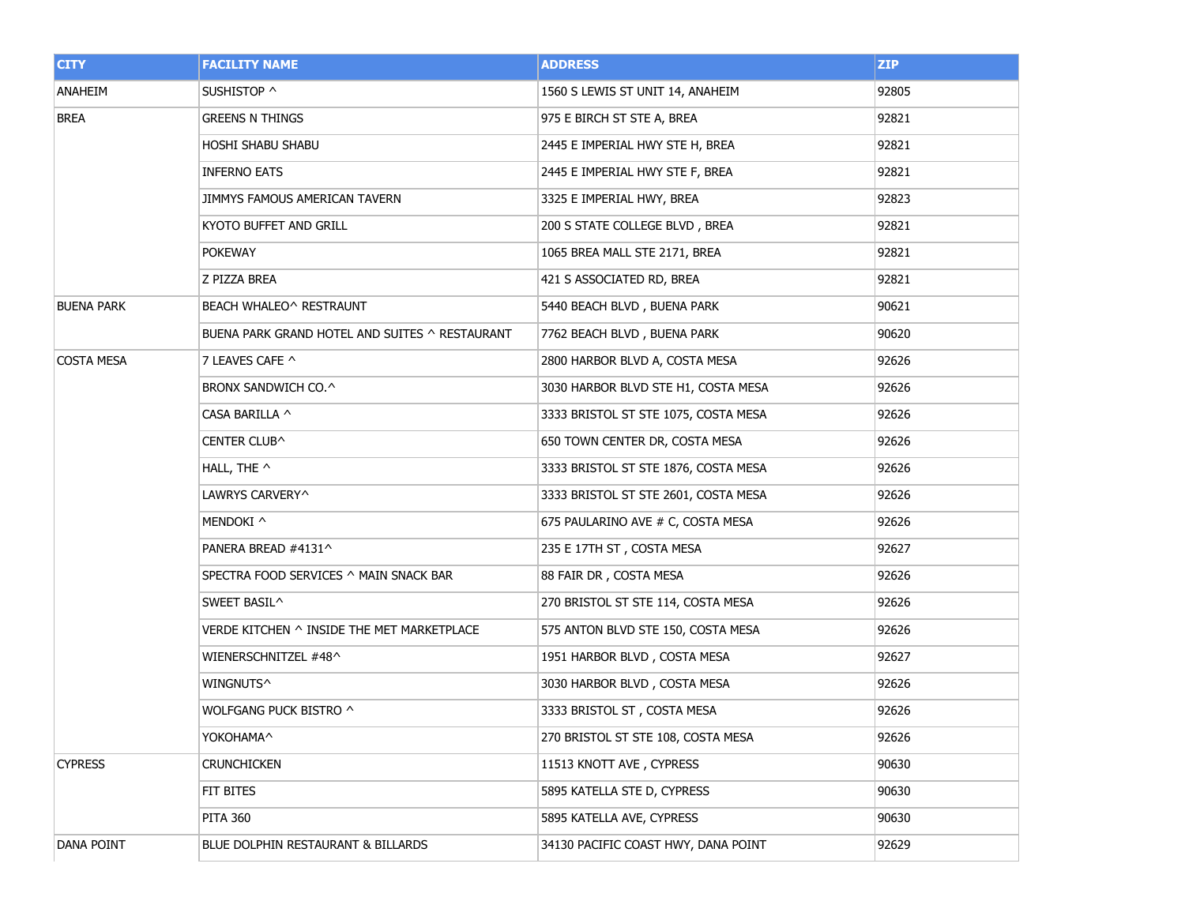| CITY | FACILITY NAME | ADDRESS | ZIP |
| --- | --- | --- | --- |
| ANAHEIM | SUSHISTOP ^ | 1560 S LEWIS ST UNIT 14, ANAHEIM | 92805 |
| BREA | GREENS N THINGS | 975 E BIRCH ST STE A, BREA | 92821 |
| | HOSHI SHABU SHABU | 2445 E IMPERIAL HWY STE H, BREA | 92821 |
| | INFERNO EATS | 2445 E IMPERIAL HWY STE F, BREA | 92821 |
| | JIMMYS FAMOUS AMERICAN TAVERN | 3325 E IMPERIAL HWY, BREA | 92823 |
| | KYOTO BUFFET AND GRILL | 200 S STATE COLLEGE BLVD , BREA | 92821 |
| | POKEWAY | 1065 BREA MALL STE 2171, BREA | 92821 |
| | Z PIZZA BREA | 421 S ASSOCIATED RD, BREA | 92821 |
| BUENA PARK | BEACH WHALEO^ RESTRAUNT | 5440 BEACH BLVD , BUENA PARK | 90621 |
| | BUENA PARK GRAND HOTEL AND SUITES ^ RESTAURANT | 7762 BEACH BLVD , BUENA PARK | 90620 |
| COSTA MESA | 7 LEAVES CAFE ^ | 2800 HARBOR BLVD A, COSTA MESA | 92626 |
| | BRONX SANDWICH CO.^ | 3030 HARBOR BLVD STE H1, COSTA MESA | 92626 |
| | CASA BARILLA ^ | 3333 BRISTOL ST STE 1075, COSTA MESA | 92626 |
| | CENTER CLUB^ | 650 TOWN CENTER DR, COSTA MESA | 92626 |
| | HALL, THE ^ | 3333 BRISTOL ST STE 1876, COSTA MESA | 92626 |
| | LAWRYS CARVERY^ | 3333 BRISTOL ST STE 2601, COSTA MESA | 92626 |
| | MENDOKI ^ | 675 PAULARINO AVE # C, COSTA MESA | 92626 |
| | PANERA BREAD #4131^ | 235 E 17TH ST , COSTA MESA | 92627 |
| | SPECTRA FOOD SERVICES ^ MAIN SNACK BAR | 88 FAIR DR , COSTA MESA | 92626 |
| | SWEET BASIL^ | 270 BRISTOL ST STE 114, COSTA MESA | 92626 |
| | VERDE KITCHEN ^ INSIDE THE MET MARKETPLACE | 575 ANTON BLVD STE 150, COSTA MESA | 92626 |
| | WIENERSCHNITZEL #48^ | 1951 HARBOR BLVD , COSTA MESA | 92627 |
| | WINGNUTS^ | 3030 HARBOR BLVD , COSTA MESA | 92626 |
| | WOLFGANG PUCK BISTRO ^ | 3333 BRISTOL ST , COSTA MESA | 92626 |
| | YOKOHAMA^ | 270 BRISTOL ST STE 108, COSTA MESA | 92626 |
| CYPRESS | CRUNCHICKEN | 11513 KNOTT AVE , CYPRESS | 90630 |
| | FIT BITES | 5895 KATELLA STE D, CYPRESS | 90630 |
| | PITA 360 | 5895 KATELLA AVE, CYPRESS | 90630 |
| DANA POINT | BLUE DOLPHIN RESTAURANT & BILLARDS | 34130 PACIFIC COAST HWY, DANA POINT | 92629 |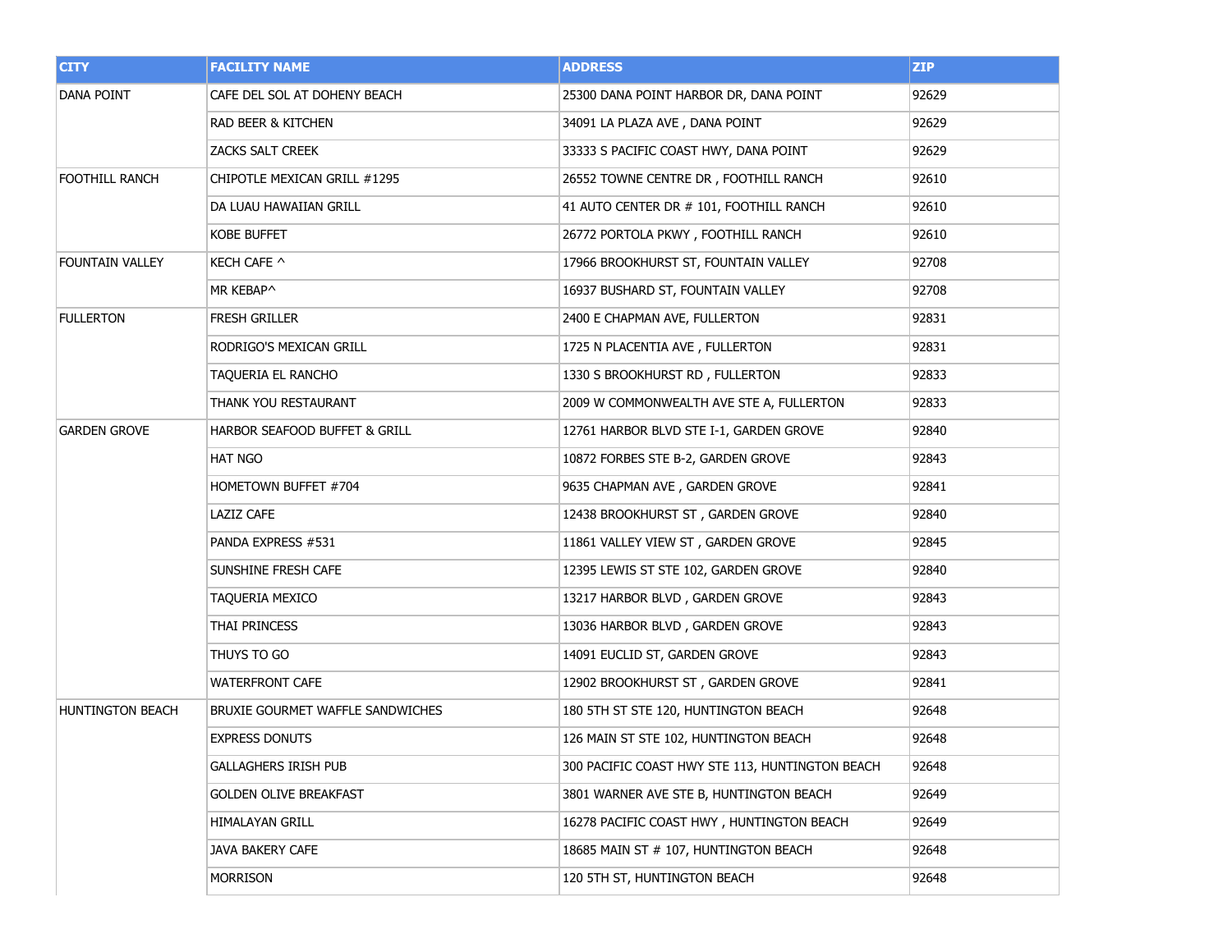| CITY | FACILITY NAME | ADDRESS | ZIP |
|---|---|---|---|
| DANA POINT | CAFE DEL SOL AT DOHENY BEACH | 25300 DANA POINT HARBOR DR, DANA POINT | 92629 |
| | RAD BEER & KITCHEN | 34091 LA PLAZA AVE , DANA POINT | 92629 |
| | ZACKS SALT CREEK | 33333 S PACIFIC COAST HWY, DANA POINT | 92629 |
| FOOTHILL RANCH | CHIPOTLE MEXICAN GRILL #1295 | 26552 TOWNE CENTRE DR , FOOTHILL RANCH | 92610 |
| | DA LUAU HAWAIIAN GRILL | 41 AUTO CENTER DR # 101, FOOTHILL RANCH | 92610 |
| | KOBE BUFFET | 26772 PORTOLA PKWY , FOOTHILL RANCH | 92610 |
| FOUNTAIN VALLEY | KECH CAFE ^ | 17966 BROOKHURST ST, FOUNTAIN VALLEY | 92708 |
| | MR KEBAP^ | 16937 BUSHARD ST, FOUNTAIN VALLEY | 92708 |
| FULLERTON | FRESH GRILLER | 2400 E CHAPMAN AVE, FULLERTON | 92831 |
| | RODRIGO'S MEXICAN GRILL | 1725 N PLACENTIA AVE , FULLERTON | 92831 |
| | TAQUERIA EL RANCHO | 1330 S BROOKHURST RD , FULLERTON | 92833 |
| | THANK YOU RESTAURANT | 2009 W COMMONWEALTH AVE STE A, FULLERTON | 92833 |
| GARDEN GROVE | HARBOR SEAFOOD BUFFET & GRILL | 12761 HARBOR BLVD STE I-1, GARDEN GROVE | 92840 |
| | HAT NGO | 10872 FORBES STE B-2, GARDEN GROVE | 92843 |
| | HOMETOWN BUFFET #704 | 9635 CHAPMAN AVE , GARDEN GROVE | 92841 |
| | LAZIZ CAFE | 12438 BROOKHURST ST , GARDEN GROVE | 92840 |
| | PANDA EXPRESS #531 | 11861 VALLEY VIEW ST , GARDEN GROVE | 92845 |
| | SUNSHINE FRESH CAFE | 12395 LEWIS ST STE 102, GARDEN GROVE | 92840 |
| | TAQUERIA MEXICO | 13217 HARBOR BLVD , GARDEN GROVE | 92843 |
| | THAI PRINCESS | 13036 HARBOR BLVD , GARDEN GROVE | 92843 |
| | THUYS TO GO | 14091 EUCLID ST, GARDEN GROVE | 92843 |
| | WATERFRONT CAFE | 12902 BROOKHURST ST , GARDEN GROVE | 92841 |
| HUNTINGTON BEACH | BRUXIE GOURMET WAFFLE SANDWICHES | 180 5TH ST STE 120, HUNTINGTON BEACH | 92648 |
| | EXPRESS DONUTS | 126 MAIN ST STE 102, HUNTINGTON BEACH | 92648 |
| | GALLAGHERS IRISH PUB | 300 PACIFIC COAST HWY STE 113, HUNTINGTON BEACH | 92648 |
| | GOLDEN OLIVE BREAKFAST | 3801 WARNER AVE STE B, HUNTINGTON BEACH | 92649 |
| | HIMALAYAN GRILL | 16278 PACIFIC COAST HWY , HUNTINGTON BEACH | 92649 |
| | JAVA BAKERY CAFE | 18685 MAIN ST # 107, HUNTINGTON BEACH | 92648 |
| | MORRISON | 120 5TH ST, HUNTINGTON BEACH | 92648 |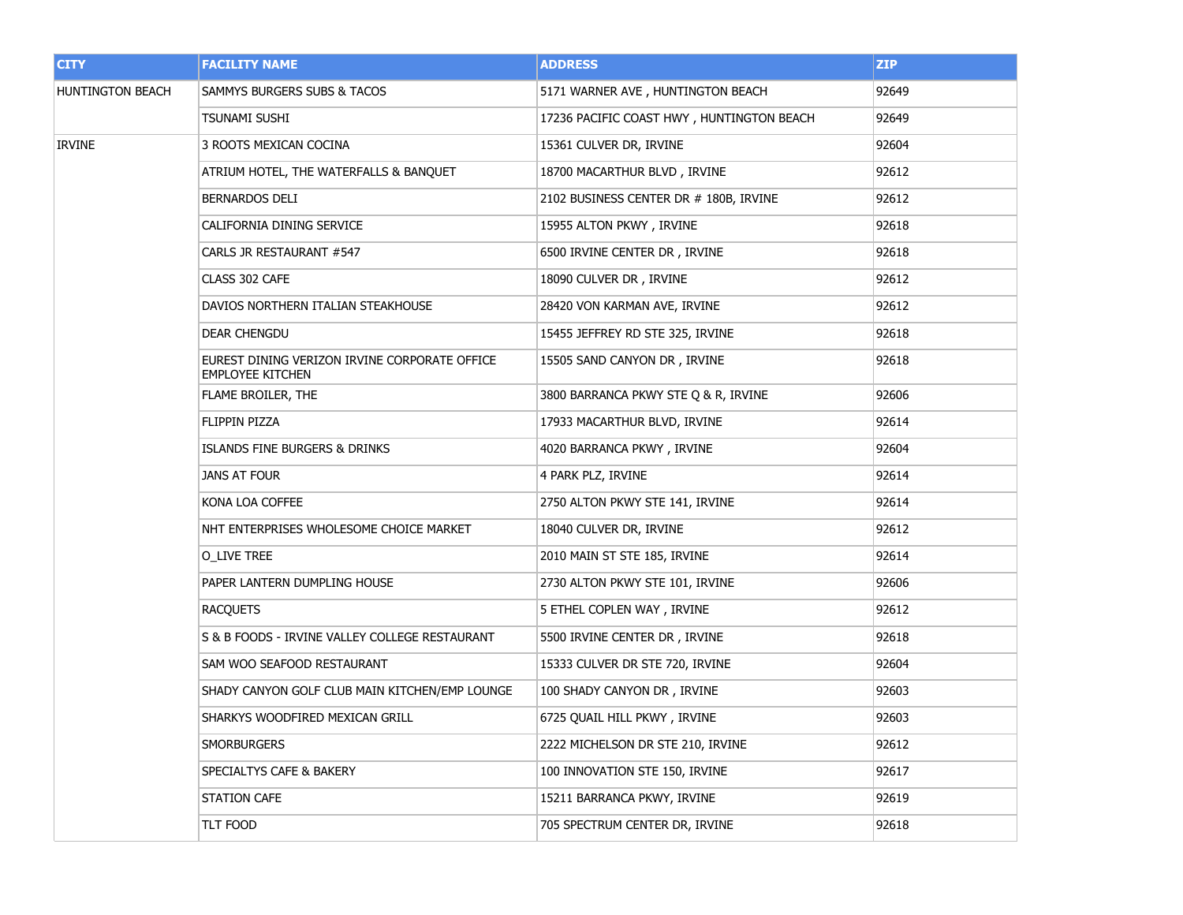| CITY | FACILITY NAME | ADDRESS | ZIP |
| --- | --- | --- | --- |
| HUNTINGTON BEACH | SAMMYS BURGERS SUBS & TACOS | 5171 WARNER AVE , HUNTINGTON BEACH | 92649 |
| | TSUNAMI SUSHI | 17236 PACIFIC COAST HWY , HUNTINGTON BEACH | 92649 |
| IRVINE | 3 ROOTS MEXICAN COCINA | 15361 CULVER DR, IRVINE | 92604 |
| | ATRIUM HOTEL, THE WATERFALLS & BANQUET | 18700 MACARTHUR BLVD , IRVINE | 92612 |
| | BERNARDOS DELI | 2102 BUSINESS CENTER DR # 180B, IRVINE | 92612 |
| | CALIFORNIA DINING SERVICE | 15955 ALTON PKWY , IRVINE | 92618 |
| | CARLS JR RESTAURANT #547 | 6500 IRVINE CENTER DR , IRVINE | 92618 |
| | CLASS 302 CAFE | 18090 CULVER DR , IRVINE | 92612 |
| | DAVIOS NORTHERN ITALIAN STEAKHOUSE | 28420 VON KARMAN AVE, IRVINE | 92612 |
| | DEAR CHENGDU | 15455 JEFFREY RD STE 325, IRVINE | 92618 |
| | EUREST DINING VERIZON IRVINE CORPORATE OFFICE EMPLOYEE KITCHEN | 15505 SAND CANYON DR , IRVINE | 92618 |
| | FLAME BROILER, THE | 3800 BARRANCA PKWY STE Q & R, IRVINE | 92606 |
| | FLIPPIN PIZZA | 17933 MACARTHUR BLVD, IRVINE | 92614 |
| | ISLANDS FINE BURGERS & DRINKS | 4020 BARRANCA PKWY , IRVINE | 92604 |
| | JANS AT FOUR | 4 PARK PLZ, IRVINE | 92614 |
| | KONA LOA COFFEE | 2750 ALTON PKWY STE 141, IRVINE | 92614 |
| | NHT ENTERPRISES WHOLESOME CHOICE MARKET | 18040 CULVER DR, IRVINE | 92612 |
| | O_LIVE TREE | 2010 MAIN ST STE 185, IRVINE | 92614 |
| | PAPER LANTERN DUMPLING HOUSE | 2730 ALTON PKWY STE 101, IRVINE | 92606 |
| | RACQUETS | 5 ETHEL COPLEN WAY , IRVINE | 92612 |
| | S & B FOODS - IRVINE VALLEY COLLEGE RESTAURANT | 5500 IRVINE CENTER DR , IRVINE | 92618 |
| | SAM WOO SEAFOOD RESTAURANT | 15333 CULVER DR STE 720, IRVINE | 92604 |
| | SHADY CANYON GOLF CLUB MAIN KITCHEN/EMP LOUNGE | 100 SHADY CANYON DR , IRVINE | 92603 |
| | SHARKYS WOODFIRED MEXICAN GRILL | 6725 QUAIL HILL PKWY , IRVINE | 92603 |
| | SMORBURGERS | 2222 MICHELSON DR STE 210, IRVINE | 92612 |
| | SPECIALTYS CAFE & BAKERY | 100 INNOVATION STE 150, IRVINE | 92617 |
| | STATION CAFE | 15211 BARRANCA PKWY, IRVINE | 92619 |
| | TLT FOOD | 705 SPECTRUM CENTER DR, IRVINE | 92618 |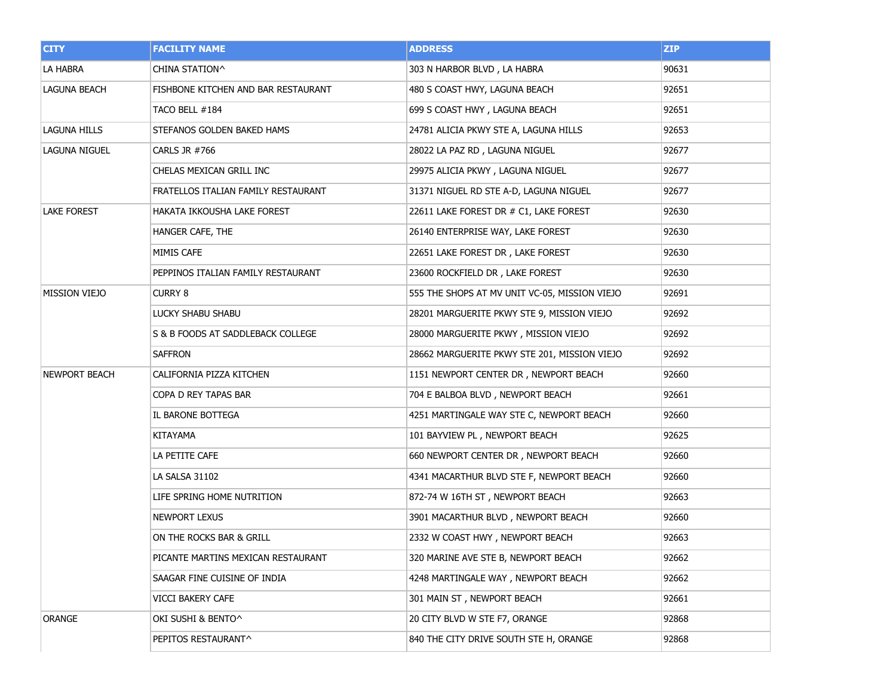| CITY | FACILITY NAME | ADDRESS | ZIP |
| --- | --- | --- | --- |
| LA HABRA | CHINA STATION^ | 303 N HARBOR BLVD , LA HABRA | 90631 |
| LAGUNA BEACH | FISHBONE KITCHEN AND BAR RESTAURANT | 480 S COAST HWY, LAGUNA BEACH | 92651 |
| | TACO BELL #184 | 699 S COAST HWY , LAGUNA BEACH | 92651 |
| LAGUNA HILLS | STEFANOS GOLDEN BAKED HAMS | 24781 ALICIA PKWY STE A, LAGUNA HILLS | 92653 |
| LAGUNA NIGUEL | CARLS JR #766 | 28022 LA PAZ RD , LAGUNA NIGUEL | 92677 |
| | CHELAS MEXICAN GRILL INC | 29975 ALICIA PKWY , LAGUNA NIGUEL | 92677 |
| | FRATELLOS ITALIAN FAMILY RESTAURANT | 31371 NIGUEL RD STE A-D, LAGUNA NIGUEL | 92677 |
| LAKE FOREST | HAKATA IKKOUSHA LAKE FOREST | 22611 LAKE FOREST DR # C1, LAKE FOREST | 92630 |
| | HANGER CAFE, THE | 26140 ENTERPRISE WAY, LAKE FOREST | 92630 |
| | MIMIS CAFE | 22651 LAKE FOREST DR , LAKE FOREST | 92630 |
| | PEPPINOS ITALIAN FAMILY RESTAURANT | 23600 ROCKFIELD DR , LAKE FOREST | 92630 |
| MISSION VIEJO | CURRY 8 | 555 THE SHOPS AT MV UNIT VC-05, MISSION VIEJO | 92691 |
| | LUCKY SHABU SHABU | 28201 MARGUERITE PKWY STE 9, MISSION VIEJO | 92692 |
| | S & B FOODS AT SADDLEBACK COLLEGE | 28000 MARGUERITE PKWY , MISSION VIEJO | 92692 |
| | SAFFRON | 28662 MARGUERITE PKWY STE 201, MISSION VIEJO | 92692 |
| NEWPORT BEACH | CALIFORNIA PIZZA KITCHEN | 1151 NEWPORT CENTER DR , NEWPORT BEACH | 92660 |
| | COPA D REY TAPAS BAR | 704 E BALBOA BLVD , NEWPORT BEACH | 92661 |
| | IL BARONE BOTTEGA | 4251 MARTINGALE WAY STE C, NEWPORT BEACH | 92660 |
| | KITAYAMA | 101 BAYVIEW PL , NEWPORT BEACH | 92625 |
| | LA PETITE CAFE | 660 NEWPORT CENTER DR , NEWPORT BEACH | 92660 |
| | LA SALSA 31102 | 4341 MACARTHUR BLVD STE F, NEWPORT BEACH | 92660 |
| | LIFE SPRING HOME NUTRITION | 872-74 W 16TH ST , NEWPORT BEACH | 92663 |
| | NEWPORT LEXUS | 3901 MACARTHUR BLVD , NEWPORT BEACH | 92660 |
| | ON THE ROCKS BAR & GRILL | 2332 W COAST HWY , NEWPORT BEACH | 92663 |
| | PICANTE MARTINS MEXICAN RESTAURANT | 320 MARINE AVE STE B, NEWPORT BEACH | 92662 |
| | SAAGAR FINE CUISINE OF INDIA | 4248 MARTINGALE WAY , NEWPORT BEACH | 92662 |
| | VICCI BAKERY CAFE | 301 MAIN ST , NEWPORT BEACH | 92661 |
| ORANGE | OKI SUSHI & BENTO^ | 20 CITY BLVD W STE F7, ORANGE | 92868 |
| | PEPITOS RESTAURANT^ | 840 THE CITY DRIVE SOUTH STE H, ORANGE | 92868 |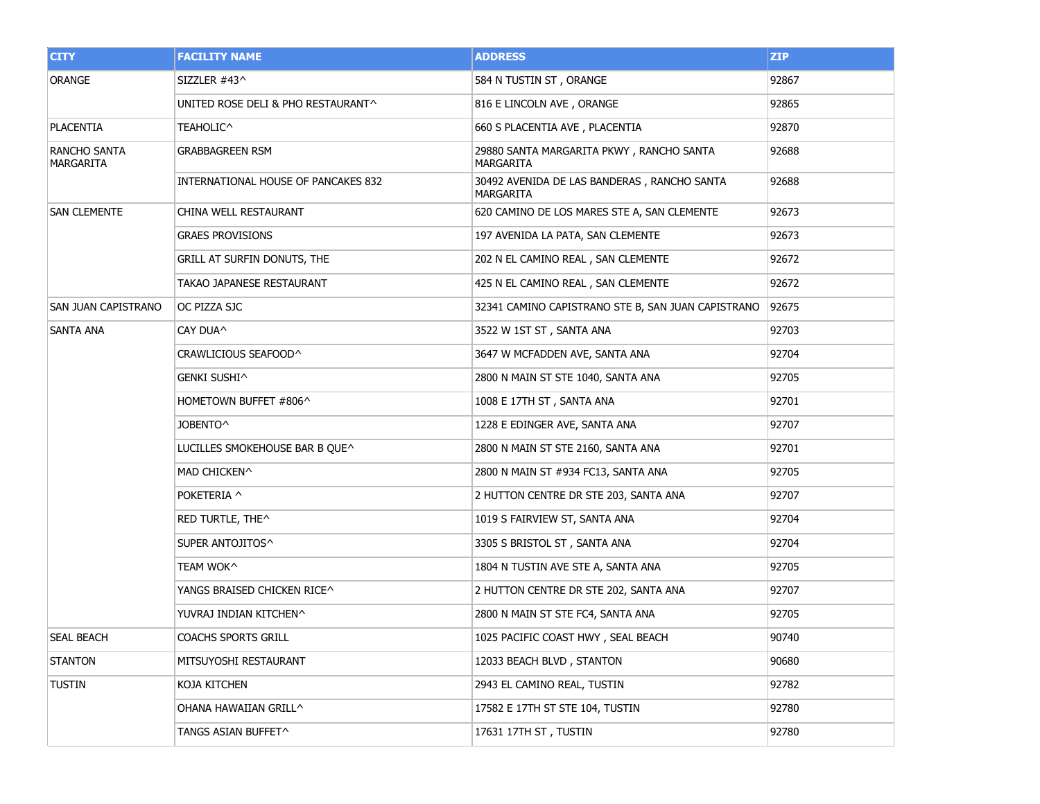| CITY | FACILITY NAME | ADDRESS | ZIP |
| --- | --- | --- | --- |
| ORANGE | SIZZLER #43^ | 584 N TUSTIN ST , ORANGE | 92867 |
| | UNITED ROSE DELI & PHO RESTAURANT^ | 816 E LINCOLN AVE , ORANGE | 92865 |
| PLACENTIA | TEAHOLIC^ | 660 S PLACENTIA AVE , PLACENTIA | 92870 |
| RANCHO SANTA MARGARITA | GRABBAGREEN RSM | 29880 SANTA MARGARITA PKWY , RANCHO SANTA MARGARITA | 92688 |
| | INTERNATIONAL HOUSE OF PANCAKES 832 | 30492 AVENIDA DE LAS BANDERAS , RANCHO SANTA MARGARITA | 92688 |
| SAN CLEMENTE | CHINA WELL RESTAURANT | 620 CAMINO DE LOS MARES STE A, SAN CLEMENTE | 92673 |
| | GRAES PROVISIONS | 197 AVENIDA LA PATA, SAN CLEMENTE | 92673 |
| | GRILL AT SURFIN DONUTS, THE | 202 N EL CAMINO REAL , SAN CLEMENTE | 92672 |
| | TAKAO JAPANESE RESTAURANT | 425 N EL CAMINO REAL , SAN CLEMENTE | 92672 |
| SAN JUAN CAPISTRANO | OC PIZZA SJC | 32341 CAMINO CAPISTRANO STE B, SAN JUAN CAPISTRANO | 92675 |
| SANTA ANA | CAY DUA^ | 3522 W 1ST ST , SANTA ANA | 92703 |
| | CRAWLICIOUS SEAFOOD^ | 3647 W MCFADDEN AVE, SANTA ANA | 92704 |
| | GENKI SUSHI^ | 2800 N MAIN ST STE 1040, SANTA ANA | 92705 |
| | HOMETOWN BUFFET #806^ | 1008 E 17TH ST , SANTA ANA | 92701 |
| | JOBENTO^ | 1228 E EDINGER AVE, SANTA ANA | 92707 |
| | LUCILLES SMOKEHOUSE BAR B QUE^ | 2800 N MAIN ST STE 2160, SANTA ANA | 92701 |
| | MAD CHICKEN^ | 2800 N MAIN ST #934 FC13, SANTA ANA | 92705 |
| | POKETERIA ^ | 2 HUTTON CENTRE DR STE 203, SANTA ANA | 92707 |
| | RED TURTLE, THE^ | 1019 S FAIRVIEW ST, SANTA ANA | 92704 |
| | SUPER ANTOJITOS^ | 3305 S BRISTOL ST , SANTA ANA | 92704 |
| | TEAM WOK^ | 1804 N TUSTIN AVE STE A, SANTA ANA | 92705 |
| | YANGS BRAISED CHICKEN RICE^ | 2 HUTTON CENTRE DR STE 202, SANTA ANA | 92707 |
| | YUVRAJ INDIAN KITCHEN^ | 2800 N MAIN ST STE FC4, SANTA ANA | 92705 |
| SEAL BEACH | COACHS SPORTS GRILL | 1025 PACIFIC COAST HWY , SEAL BEACH | 90740 |
| STANTON | MITSUYOSHI RESTAURANT | 12033 BEACH BLVD , STANTON | 90680 |
| TUSTIN | KOJA KITCHEN | 2943 EL CAMINO REAL, TUSTIN | 92782 |
| | OHANA HAWAIIAN GRILL^ | 17582 E 17TH ST STE 104, TUSTIN | 92780 |
| | TANGS ASIAN BUFFET^ | 17631 17TH ST , TUSTIN | 92780 |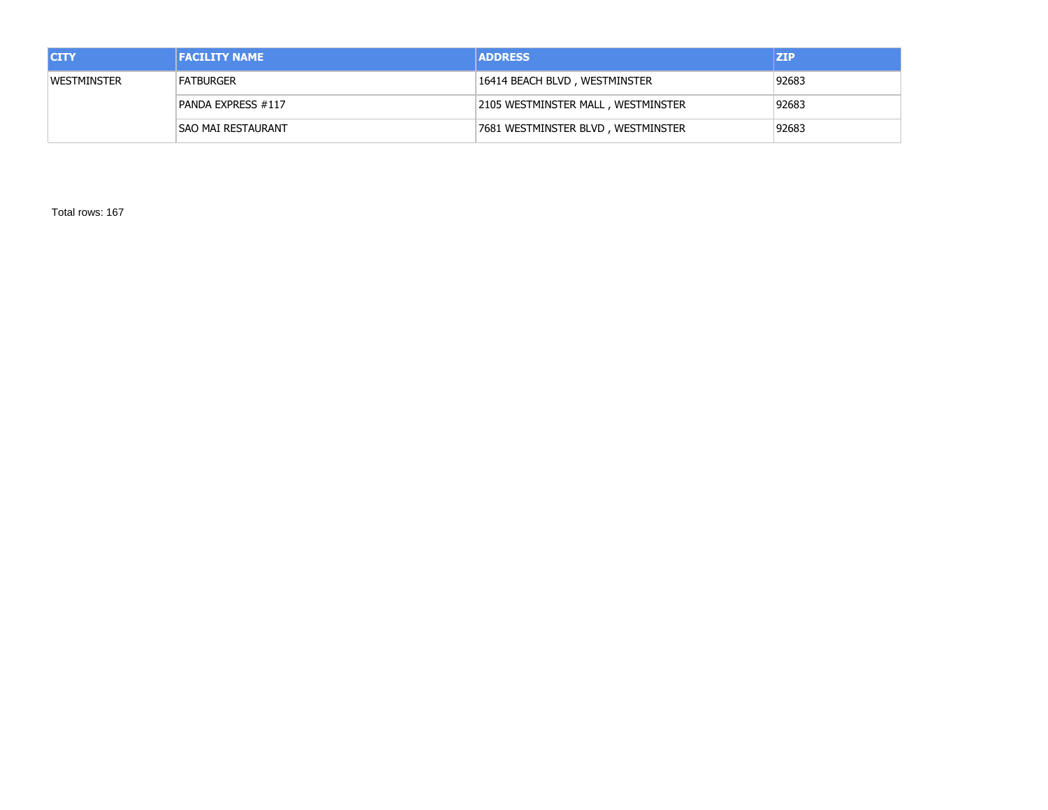| CITY | FACILITY NAME | ADDRESS | ZIP |
| --- | --- | --- | --- |
| WESTMINSTER | FATBURGER | 16414 BEACH BLVD , WESTMINSTER | 92683 |
| | PANDA EXPRESS #117 | 2105 WESTMINSTER MALL , WESTMINSTER | 92683 |
| | SAO MAI RESTAURANT | 7681 WESTMINSTER BLVD , WESTMINSTER | 92683 |

Total rows: 167